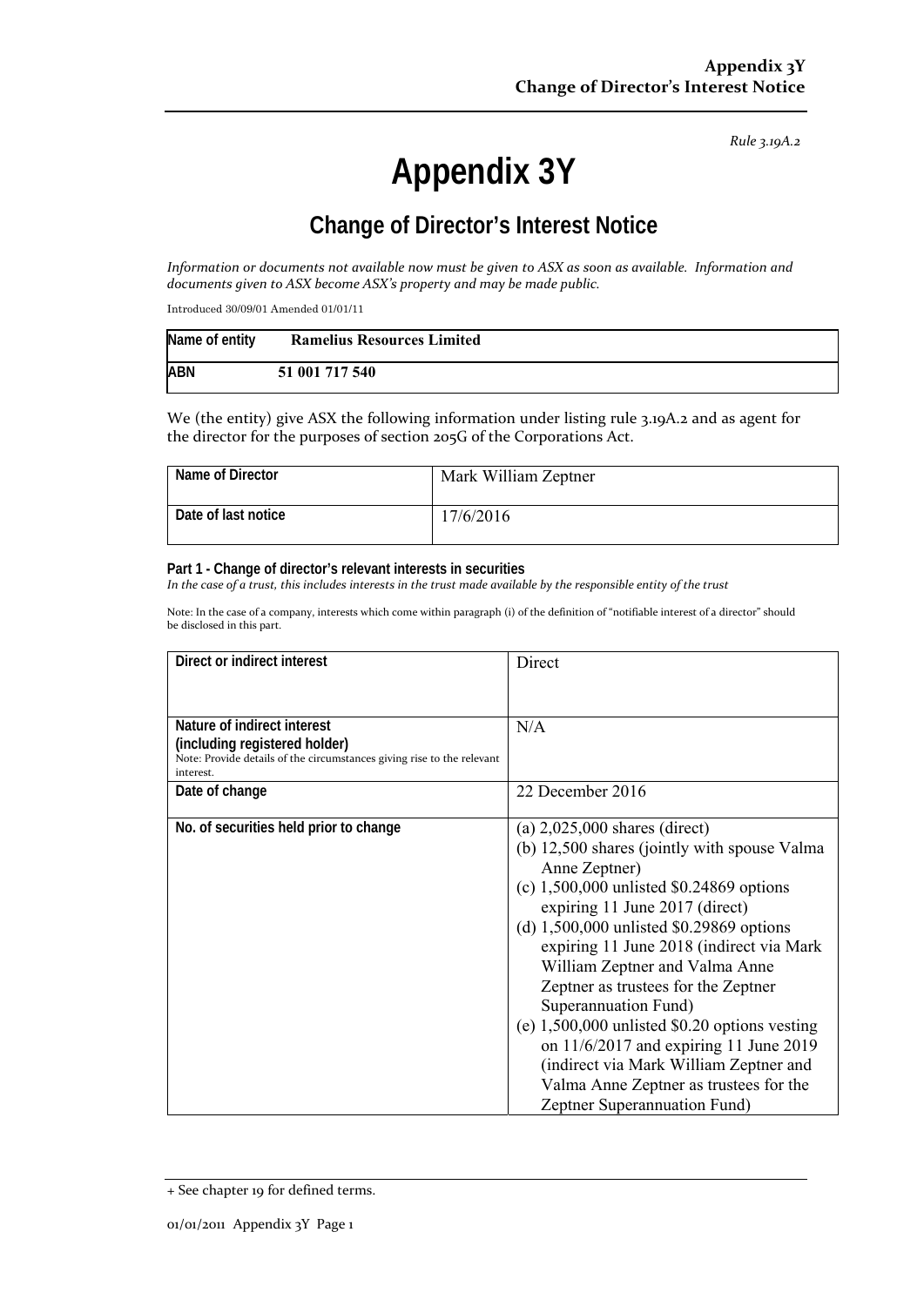*Rule 3.19A.2*

# Appendix 3Y

## Change of Director's Interest Notice

*Information or documents not available now must be given to ASX as soon as available. Information and documents given to ASX become ASX's property and may be made public.*

Introduced 30/09/01 Amended 01/01/11

| Name of entity | **Ramelius Resources Limited** |
|---|---|
| **ABN** | **51 001 717 540** |

We (the entity) give ASX the following information under listing rule 3.19A.2 and as agent for the director for the purposes of section 205G of the Corporations Act.

| Name of Director | Mark William Zeptner |
|---|---|
| Date of last notice | 17/6/2016 |

**Part 1 - Change of director's relevant interests in securities**
*In the case of a trust, this includes interests in the trust made available by the responsible entity of the trust*

Note: In the case of a company, interests which come within paragraph (i) of the definition of "notifiable interest of a director" should be disclosed in this part.

| Direct or indirect interest | Direct |
|---|---|
| **Nature of indirect interest (including registered holder)**<br>Note: Provide details of the circumstances giving rise to the relevant interest. | N/A |
| **Date of change** | 22 December 2016 |
| **No. of securities held prior to change** | (a) 2,025,000 shares (direct)<br>(b) 12,500 shares (jointly with spouse Valma Anne Zeptner)<br>(c) 1,500,000 unlisted $0.24869 options expiring 11 June 2017 (direct)<br>(d) 1,500,000 unlisted $0.29869 options expiring 11 June 2018 (indirect via Mark William Zeptner and Valma Anne Zeptner as trustees for the Zeptner Superannuation Fund)<br>(e) 1,500,000 unlisted $0.20 options vesting on 11/6/2017 and expiring 11 June 2019 (indirect via Mark William Zeptner and Valma Anne Zeptner as trustees for the Zeptner Superannuation Fund) |

+ See chapter 19 for defined terms.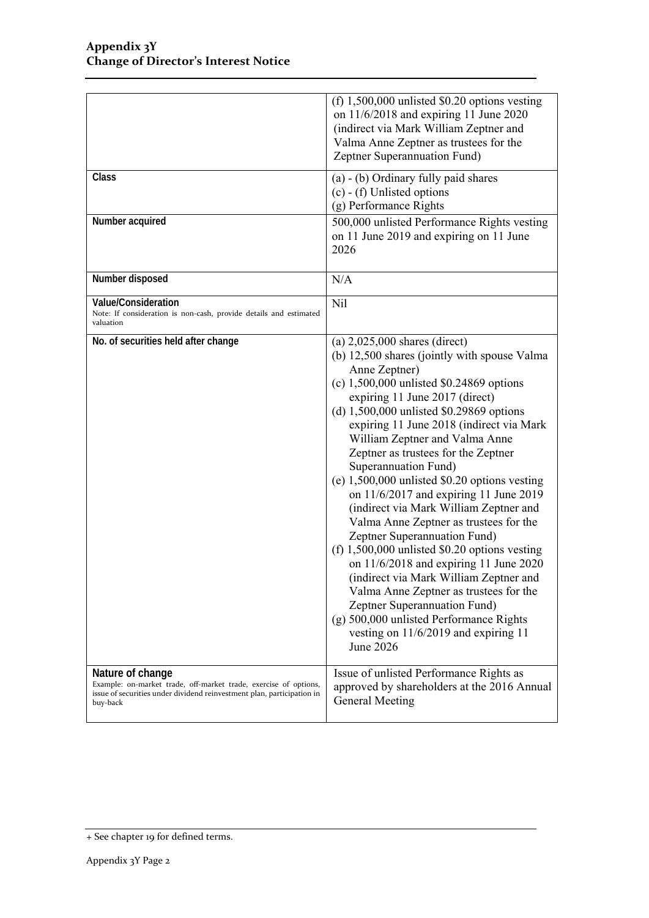| | |
|---|---|
| | (f) 1,500,000 unlisted \$0.20 options vesting on 11/6/2018 and expiring 11 June 2020 (indirect via Mark William Zeptner and Valma Anne Zeptner as trustees for the Zeptner Superannuation Fund) |
| **Class** | (a) - (b) Ordinary fully paid shares<br>(c) - (f) Unlisted options<br>(g) Performance Rights |
| **Number acquired** | 500,000 unlisted Performance Rights vesting on 11 June 2019 and expiring on 11 June 2026 |
| **Number disposed** | N/A |
| **Value/Consideration**<br>Note: If consideration is non-cash, provide details and estimated valuation | Nil |
| **No. of securities held after change** | (a) 2,025,000 shares (direct)<br>(b) 12,500 shares (jointly with spouse Valma Anne Zeptner)<br>(c) 1,500,000 unlisted \$0.24869 options expiring 11 June 2017 (direct)<br>(d) 1,500,000 unlisted \$0.29869 options expiring 11 June 2018 (indirect via Mark William Zeptner and Valma Anne Zeptner as trustees for the Zeptner Superannuation Fund)<br>(e) 1,500,000 unlisted \$0.20 options vesting on 11/6/2017 and expiring 11 June 2019 (indirect via Mark William Zeptner and Valma Anne Zeptner as trustees for the Zeptner Superannuation Fund)<br>(f) 1,500,000 unlisted \$0.20 options vesting on 11/6/2018 and expiring 11 June 2020 (indirect via Mark William Zeptner and Valma Anne Zeptner as trustees for the Zeptner Superannuation Fund)<br>(g) 500,000 unlisted Performance Rights vesting on 11/6/2019 and expiring 11 June 2026 |
| **Nature of change**<br>Example: on-market trade, off-market trade, exercise of options, issue of securities under dividend reinvestment plan, participation in buy-back | Issue of unlisted Performance Rights as approved by shareholders at the 2016 Annual General Meeting |

+ See chapter 19 for defined terms.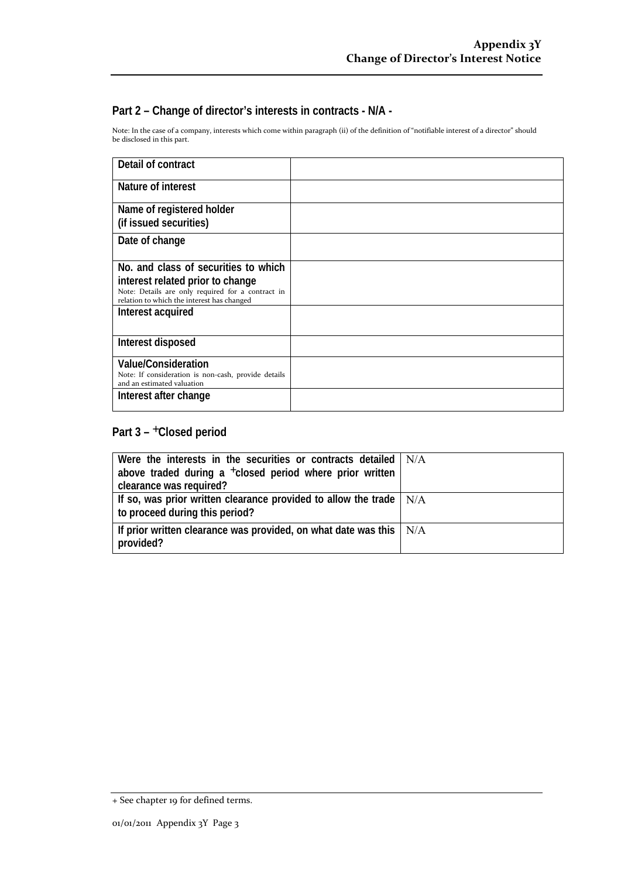## Part 2 – Change of director's interests in contracts - N/A -

Note: In the case of a company, interests which come within paragraph (ii) of the definition of "notifiable interest of a director" should be disclosed in this part.

| | |
|---|---|
| **Detail of contract** | |
| **Nature of interest** | |
| **Name of registered holder (if issued securities)** | |
| **Date of change** | |
| **No. and class of securities to which interest related prior to change** Note: Details are only required for a contract in relation to which the interest has changed | |
| **Interest acquired** | |
| **Interest disposed** | |
| **Value/Consideration** Note: If consideration is non-cash, provide details and an estimated valuation | |
| **Interest after change** | |

## Part 3 – +Closed period

| | |
|---|---|
| **Were the interests in the securities or contracts detailed above traded during a +closed period where prior written clearance was required?** | N/A |
| **If so, was prior written clearance provided to allow the trade to proceed during this period?** | N/A |
| **If prior written clearance was provided, on what date was this provided?** | N/A |

+ See chapter 19 for defined terms.